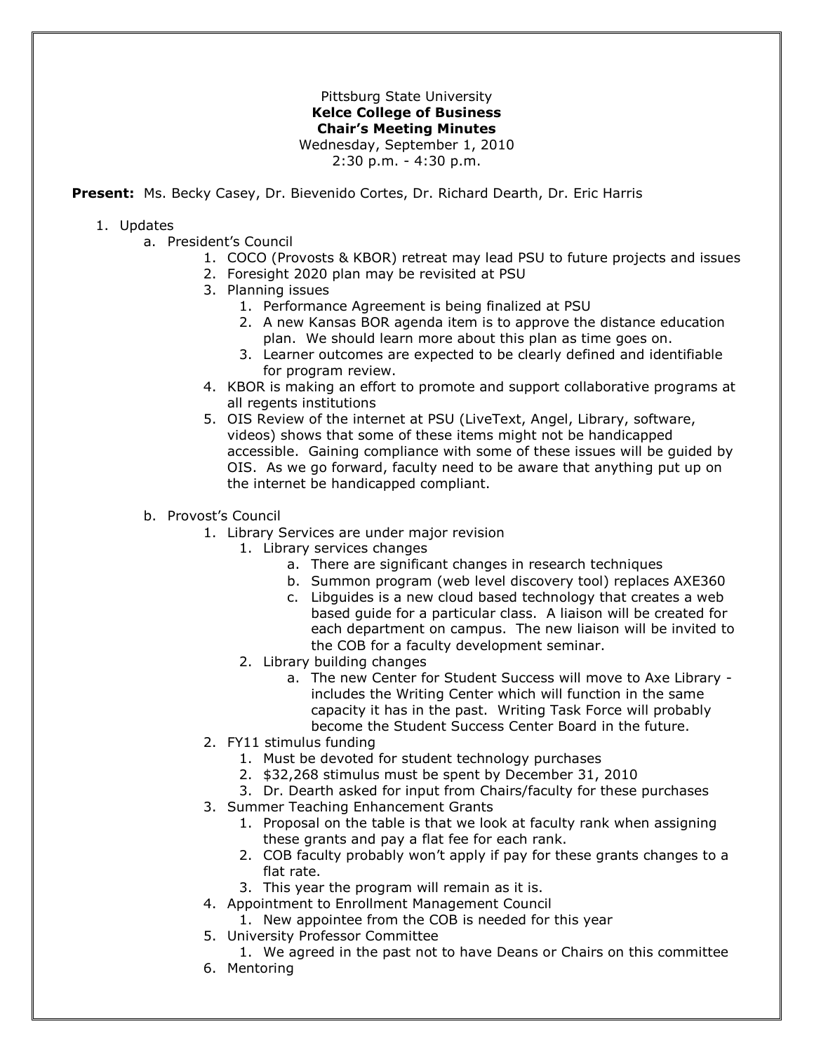Pittsburg State University
**Kelce College of Business**
**Chair's Meeting Minutes**
Wednesday, September 1, 2010
2:30 p.m. - 4:30 p.m.

**Present:** Ms. Becky Casey, Dr. Bievenido Cortes, Dr. Richard Dearth, Dr. Eric Harris

1. Updates
   a. President's Council
      1. COCO (Provosts & KBOR) retreat may lead PSU to future projects and issues
      2. Foresight 2020 plan may be revisited at PSU
      3. Planning issues
         1. Performance Agreement is being finalized at PSU
         2. A new Kansas BOR agenda item is to approve the distance education plan. We should learn more about this plan as time goes on.
         3. Learner outcomes are expected to be clearly defined and identifiable for program review.
      4. KBOR is making an effort to promote and support collaborative programs at all regents institutions
      5. OIS Review of the internet at PSU (LiveText, Angel, Library, software, videos) shows that some of these items might not be handicapped accessible. Gaining compliance with some of these issues will be guided by OIS. As we go forward, faculty need to be aware that anything put up on the internet be handicapped compliant.

   b. Provost's Council
      1. Library Services are under major revision
         1. Library services changes
            a. There are significant changes in research techniques
            b. Summon program (web level discovery tool) replaces AXE360
            c. Libguides is a new cloud based technology that creates a web based guide for a particular class. A liaison will be created for each department on campus. The new liaison will be invited to the COB for a faculty development seminar.
         2. Library building changes
            a. The new Center for Student Success will move to Axe Library - includes the Writing Center which will function in the same capacity it has in the past. Writing Task Force will probably become the Student Success Center Board in the future.
      2. FY11 stimulus funding
         1. Must be devoted for student technology purchases
         2. $32,268 stimulus must be spent by December 31, 2010
         3. Dr. Dearth asked for input from Chairs/faculty for these purchases
      3. Summer Teaching Enhancement Grants
         1. Proposal on the table is that we look at faculty rank when assigning these grants and pay a flat fee for each rank.
         2. COB faculty probably won't apply if pay for these grants changes to a flat rate.
         3. This year the program will remain as it is.
      4. Appointment to Enrollment Management Council
         1. New appointee from the COB is needed for this year
      5. University Professor Committee
         1. We agreed in the past not to have Deans or Chairs on this committee
      6. Mentoring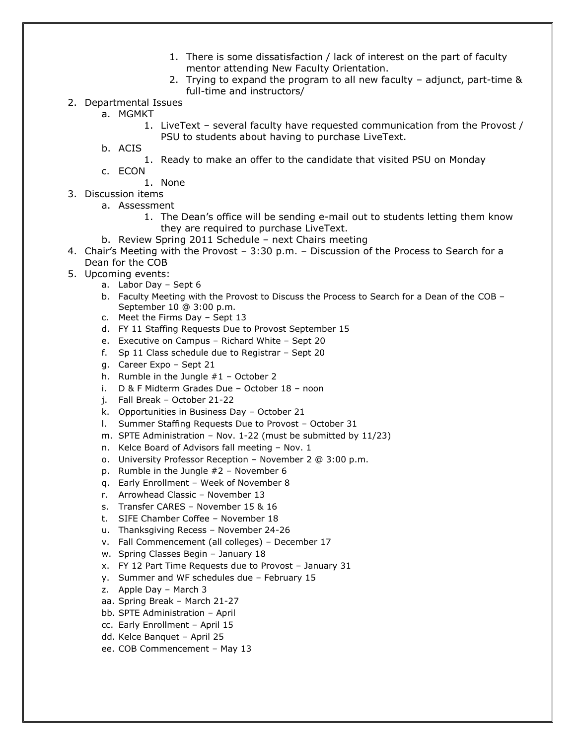1. There is some dissatisfaction / lack of interest on the part of faculty mentor attending New Faculty Orientation.
   2. Trying to expand the program to all new faculty – adjunct, part-time & full-time and instructors/

2. Departmental Issues
   a. MGMKT
      1. LiveText – several faculty have requested communication from the Provost / PSU to students about having to purchase LiveText.
   b. ACIS
      1. Ready to make an offer to the candidate that visited PSU on Monday
   c. ECON
      1. None
3. Discussion items
   a. Assessment
      1. The Dean's office will be sending e-mail out to students letting them know they are required to purchase LiveText.
   b. Review Spring 2011 Schedule – next Chairs meeting
4. Chair's Meeting with the Provost – 3:30 p.m. – Discussion of the Process to Search for a Dean for the COB
5. Upcoming events:
   a. Labor Day – Sept 6
   b. Faculty Meeting with the Provost to Discuss the Process to Search for a Dean of the COB – September 10 @ 3:00 p.m.
   c. Meet the Firms Day – Sept 13
   d. FY 11 Staffing Requests Due to Provost September 15
   e. Executive on Campus – Richard White – Sept 20
   f. Sp 11 Class schedule due to Registrar – Sept 20
   g. Career Expo – Sept 21
   h. Rumble in the Jungle #1 – October 2
   i. D & F Midterm Grades Due – October 18 – noon
   j. Fall Break – October 21-22
   k. Opportunities in Business Day – October 21
   l. Summer Staffing Requests Due to Provost – October 31
   m. SPTE Administration – Nov. 1-22 (must be submitted by 11/23)
   n. Kelce Board of Advisors fall meeting – Nov. 1
   o. University Professor Reception – November 2 @ 3:00 p.m.
   p. Rumble in the Jungle #2 – November 6
   q. Early Enrollment – Week of November 8
   r. Arrowhead Classic – November 13
   s. Transfer CARES – November 15 & 16
   t. SIFE Chamber Coffee – November 18
   u. Thanksgiving Recess – November 24-26
   v. Fall Commencement (all colleges) – December 17
   w. Spring Classes Begin – January 18
   x. FY 12 Part Time Requests due to Provost – January 31
   y. Summer and WF schedules due – February 15
   z. Apple Day – March 3
   aa. Spring Break – March 21-27
   bb. SPTE Administration – April
   cc. Early Enrollment – April 15
   dd. Kelce Banquet – April 25
   ee. COB Commencement – May 13